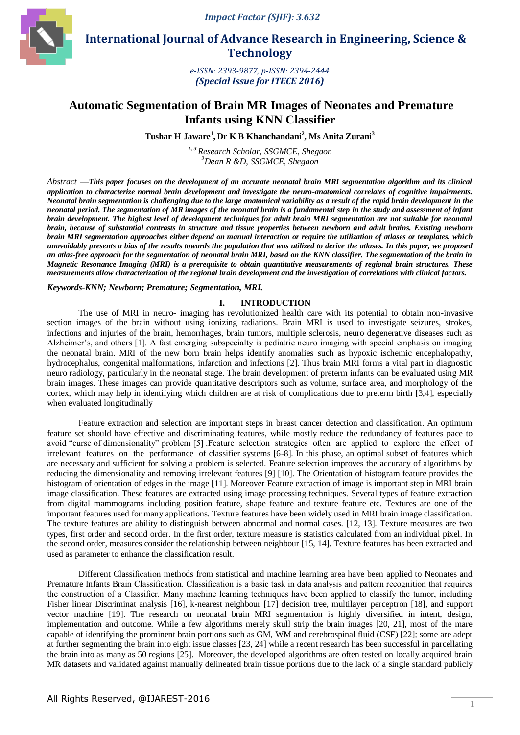Impact Factor (SJIF): 3.632

# International Journal of Advance Research in Engineering, Science & Technology

e-ISSN: 2393-9877, p-ISSN: 2394-2444
**(Special Issue for ITECE 2016)**

## Automatic Segmentation of Brain MR Images of Neonates and Premature Infants using KNN Classifier

**Tushar H Jaware[1], Dr K B Khanchandani[2], Ms Anita Zurani[3]**

[1, 3] *Research Scholar, SSGMCE, Shegaon*
[2] *Dean R &D, SSGMCE, Shegaon*

*Abstract* —***This paper focuses on the development of an accurate neonatal brain MRI segmentation algorithm and its clinical application to characterize normal brain development and investigate the neuro-anatomical correlates of cognitive impairments. Neonatal brain segmentation is challenging due to the large anatomical variability as a result of the rapid brain development in the neonatal period. The segmentation of MR images of the neonatal brain is a fundamental step in the study and assessment of infant brain development. The highest level of development techniques for adult brain MRI segmentation are not suitable for neonatal brain, because of substantial contrasts in structure and tissue properties between newborn and adult brains. Existing newborn brain MRI segmentation approaches either depend on manual interaction or require the utilization of atlases or templates, which unavoidably presents a bias of the results towards the population that was utilized to derive the atlases. In this paper, we proposed an atlas-free approach for the segmentation of neonatal brain MRI, based on the KNN classifier. The segmentation of the brain in Magnetic Resonance Imaging (MRI) is a prerequisite to obtain quantitative measurements of regional brain structures. These measurements allow characterization of the regional brain development and the investigation of correlations with clinical factors.***

***Keywords-KNN; Newborn; Premature; Segmentation, MRI.***

## I. INTRODUCTION

The use of MRI in neuro- imaging has revolutionized health care with its potential to obtain non-invasive section images of the brain without using ionizing radiations. Brain MRI is used to investigate seizures, strokes, infections and injuries of the brain, hemorrhages, brain tumors, multiple sclerosis, neuro degenerative diseases such as Alzheimer's, and others [1]. A fast emerging subspecialty is pediatric neuro imaging with special emphasis on imaging the neonatal brain. MRI of the new born brain helps identify anomalies such as hypoxic ischemic encephalopathy, hydrocephalus, congenital malformations, infarction and infections [2]. Thus brain MRI forms a vital part in diagnostic neuro radiology, particularly in the neonatal stage. The brain development of preterm infants can be evaluated using MR brain images. These images can provide quantitative descriptors such as volume, surface area, and morphology of the cortex, which may help in identifying which children are at risk of complications due to preterm birth [3,4], especially when evaluated longitudinally

Feature extraction and selection are important steps in breast cancer detection and classification. An optimum feature set should have effective and discriminating features, while mostly reduce the redundancy of features pace to avoid "curse of dimensionality" problem [5] .Feature selection strategies often are applied to explore the effect of irrelevant features on the performance of classifier systems [6-8]. In this phase, an optimal subset of features which are necessary and sufficient for solving a problem is selected. Feature selection improves the accuracy of algorithms by reducing the dimensionality and removing irrelevant features [9] [10]. The Orientation of histogram feature provides the histogram of orientation of edges in the image [11]. Moreover Feature extraction of image is important step in MRI brain image classification. These features are extracted using image processing techniques. Several types of feature extraction from digital mammograms including position feature, shape feature and texture feature etc. Textures are one of the important features used for many applications. Texture features have been widely used in MRI brain image classification. The texture features are ability to distinguish between abnormal and normal cases. [12, 13]. Texture measures are two types, first order and second order. In the first order, texture measure is statistics calculated from an individual pixel. In the second order, measures consider the relationship between neighbour [15, 14]. Texture features has been extracted and used as parameter to enhance the classification result.

Different Classification methods from statistical and machine learning area have been applied to Neonates and Premature Infants Brain Classification. Classification is a basic task in data analysis and pattern recognition that requires the construction of a Classifier. Many machine learning techniques have been applied to classify the tumor, including Fisher linear Discriminat analysis [16], k-nearest neighbour [17] decision tree, multilayer perceptron [18], and support vector machine [19]. The research on neonatal brain MRI segmentation is highly diversified in intent, design, implementation and outcome. While a few algorithms merely skull strip the brain images [20, 21], most of the mare capable of identifying the prominent brain portions such as GM, WM and cerebrospinal fluid (CSF) [22]; some are adept at further segmenting the brain into eight issue classes [23, 24] while a recent research has been successful in parcellating the brain into as many as 50 regions [25]. Moreover, the developed algorithms are often tested on locally acquired brain MR datasets and validated against manually delineated brain tissue portions due to the lack of a single standard publicly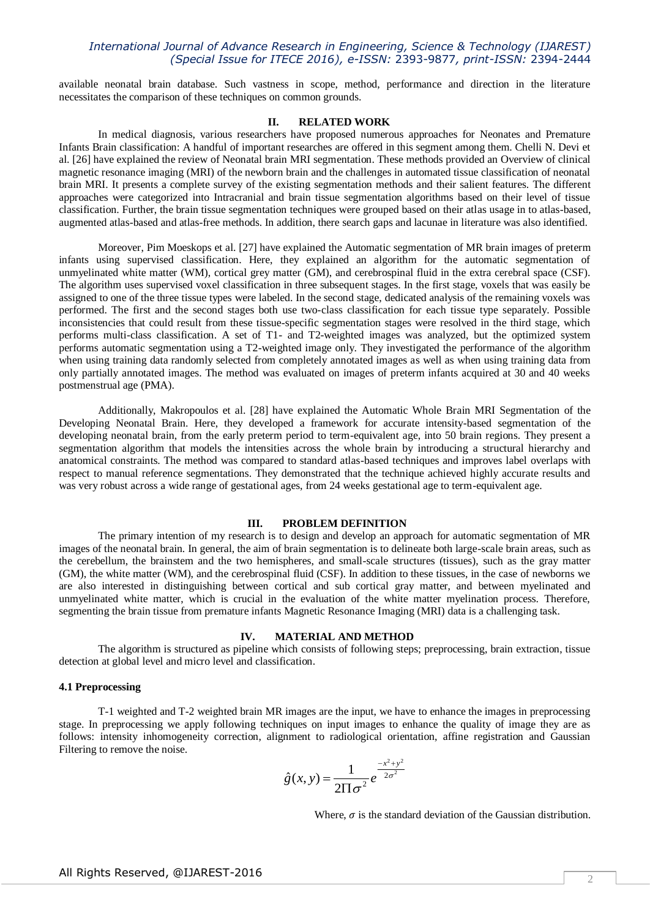available neonatal brain database. Such vastness in scope, method, performance and direction in the literature necessitates the comparison of these techniques on common grounds.

## II. RELATED WORK

In medical diagnosis, various researchers have proposed numerous approaches for Neonates and Premature Infants Brain classification: A handful of important researches are offered in this segment among them. Chelli N. Devi et al. [26] have explained the review of Neonatal brain MRI segmentation. These methods provided an Overview of clinical magnetic resonance imaging (MRI) of the newborn brain and the challenges in automated tissue classification of neonatal brain MRI. It presents a complete survey of the existing segmentation methods and their salient features. The different approaches were categorized into Intracranial and brain tissue segmentation algorithms based on their level of tissue classification. Further, the brain tissue segmentation techniques were grouped based on their atlas usage in to atlas-based, augmented atlas-based and atlas-free methods. In addition, there search gaps and lacunae in literature was also identified.

Moreover, Pim Moeskops et al. [27] have explained the Automatic segmentation of MR brain images of preterm infants using supervised classification. Here, they explained an algorithm for the automatic segmentation of unmyelinated white matter (WM), cortical grey matter (GM), and cerebrospinal fluid in the extra cerebral space (CSF). The algorithm uses supervised voxel classification in three subsequent stages. In the first stage, voxels that was easily be assigned to one of the three tissue types were labeled. In the second stage, dedicated analysis of the remaining voxels was performed. The first and the second stages both use two-class classification for each tissue type separately. Possible inconsistencies that could result from these tissue-specific segmentation stages were resolved in the third stage, which performs multi-class classification. A set of T1- and T2-weighted images was analyzed, but the optimized system performs automatic segmentation using a T2-weighted image only. They investigated the performance of the algorithm when using training data randomly selected from completely annotated images as well as when using training data from only partially annotated images. The method was evaluated on images of preterm infants acquired at 30 and 40 weeks postmenstrual age (PMA).

Additionally, Makropoulos et al. [28] have explained the Automatic Whole Brain MRI Segmentation of the Developing Neonatal Brain. Here, they developed a framework for accurate intensity-based segmentation of the developing neonatal brain, from the early preterm period to term-equivalent age, into 50 brain regions. They present a segmentation algorithm that models the intensities across the whole brain by introducing a structural hierarchy and anatomical constraints. The method was compared to standard atlas-based techniques and improves label overlaps with respect to manual reference segmentations. They demonstrated that the technique achieved highly accurate results and was very robust across a wide range of gestational ages, from 24 weeks gestational age to term-equivalent age.

## III. PROBLEM DEFINITION

The primary intention of my research is to design and develop an approach for automatic segmentation of MR images of the neonatal brain. In general, the aim of brain segmentation is to delineate both large-scale brain areas, such as the cerebellum, the brainstem and the two hemispheres, and small-scale structures (tissues), such as the gray matter (GM), the white matter (WM), and the cerebrospinal fluid (CSF). In addition to these tissues, in the case of newborns we are also interested in distinguishing between cortical and sub cortical gray matter, and between myelinated and unmyelinated white matter, which is crucial in the evaluation of the white matter myelination process. Therefore, segmenting the brain tissue from premature infants Magnetic Resonance Imaging (MRI) data is a challenging task.

## IV. MATERIAL AND METHOD

The algorithm is structured as pipeline which consists of following steps; preprocessing, brain extraction, tissue detection at global level and micro level and classification.

### 4.1 Preprocessing

T-1 weighted and T-2 weighted brain MR images are the input, we have to enhance the images in preprocessing stage. In preprocessing we apply following techniques on input images to enhance the quality of image they are as follows: intensity inhomogeneity correction, alignment to radiological orientation, affine registration and Gaussian Filtering to remove the noise.

$$\hat{g}(x,y) = \frac{1}{2\Pi\sigma^2} e^{\frac{-x^2+y^2}{2\sigma^2}}$$

Where, $\sigma$ is the standard deviation of the Gaussian distribution.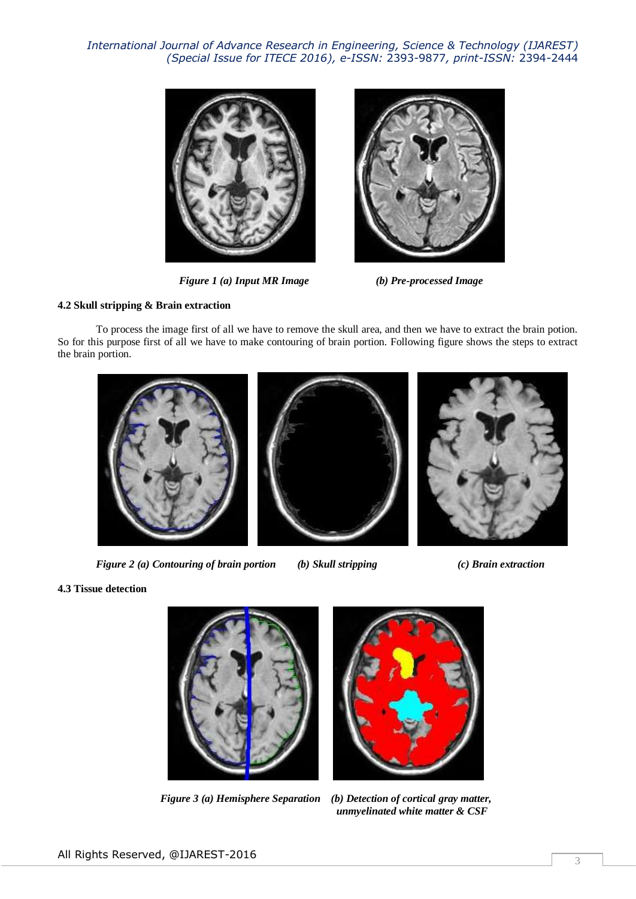*Figure 1 (a) Input MR Image* *(b) Pre-processed Image*

**4.2 Skull stripping & Brain extraction**

To process the image first of all we have to remove the skull area, and then we have to extract the brain potion. So for this purpose first of all we have to make contouring of brain portion. Following figure shows the steps to extract the brain portion.

*Figure 2 (a) Contouring of brain portion* *(b) Skull stripping* *(c) Brain extraction*

**4.3 Tissue detection**

*Figure 3 (a) Hemisphere Separation* *(b) Detection of cortical gray matter, unmyelinated white matter & CSF*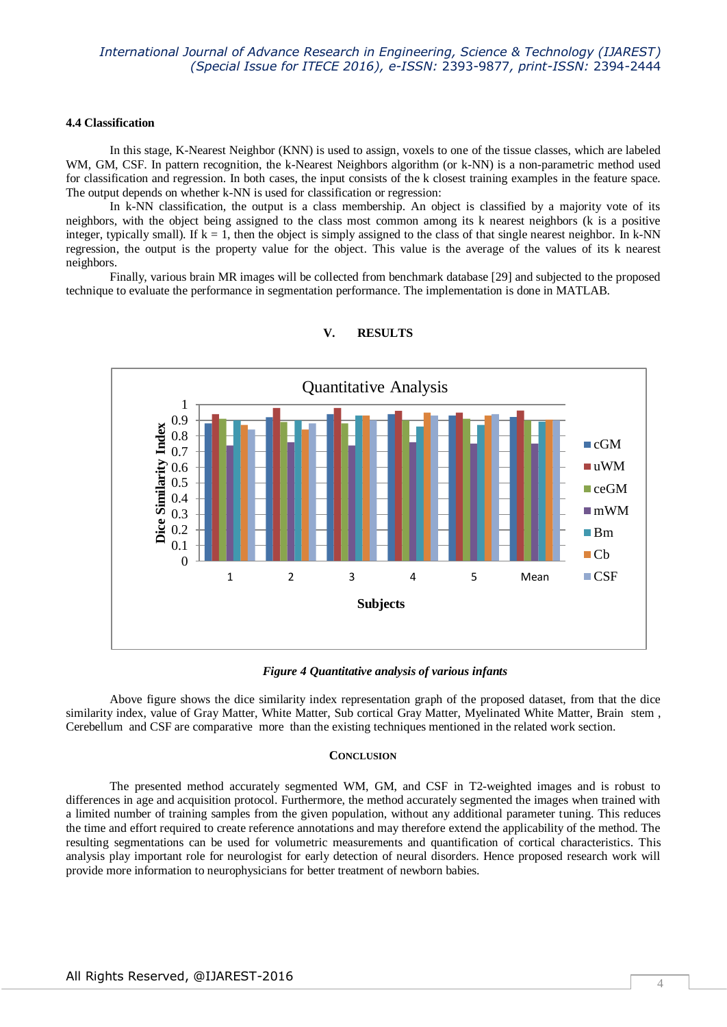### 4.4 Classification

In this stage, K-Nearest Neighbor (KNN) is used to assign, voxels to one of the tissue classes, which are labeled WM, GM, CSF. In pattern recognition, the k-Nearest Neighbors algorithm (or k-NN) is a non-parametric method used for classification and regression. In both cases, the input consists of the k closest training examples in the feature space. The output depends on whether k-NN is used for classification or regression:

In k-NN classification, the output is a class membership. An object is classified by a majority vote of its neighbors, with the object being assigned to the class most common among its k nearest neighbors (k is a positive integer, typically small). If k = 1, then the object is simply assigned to the class of that single nearest neighbor. In k-NN regression, the output is the property value for the object. This value is the average of the values of its k nearest neighbors.

Finally, various brain MR images will be collected from benchmark database [29] and subjected to the proposed technique to evaluate the performance in segmentation performance. The implementation is done in MATLAB.

## V. RESULTS

*Figure 4 Quantitative analysis of various infants*

Above figure shows the dice similarity index representation graph of the proposed dataset, from that the dice similarity index, value of Gray Matter, White Matter, Sub cortical Gray Matter, Myelinated White Matter, Brain stem , Cerebellum and CSF are comparative more than the existing techniques mentioned in the related work section.

## CONCLUSION

The presented method accurately segmented WM, GM, and CSF in T2-weighted images and is robust to differences in age and acquisition protocol. Furthermore, the method accurately segmented the images when trained with a limited number of training samples from the given population, without any additional parameter tuning. This reduces the time and effort required to create reference annotations and may therefore extend the applicability of the method. The resulting segmentations can be used for volumetric measurements and quantification of cortical characteristics. This analysis play important role for neurologist for early detection of neural disorders. Hence proposed research work will provide more information to neurophysicians for better treatment of newborn babies.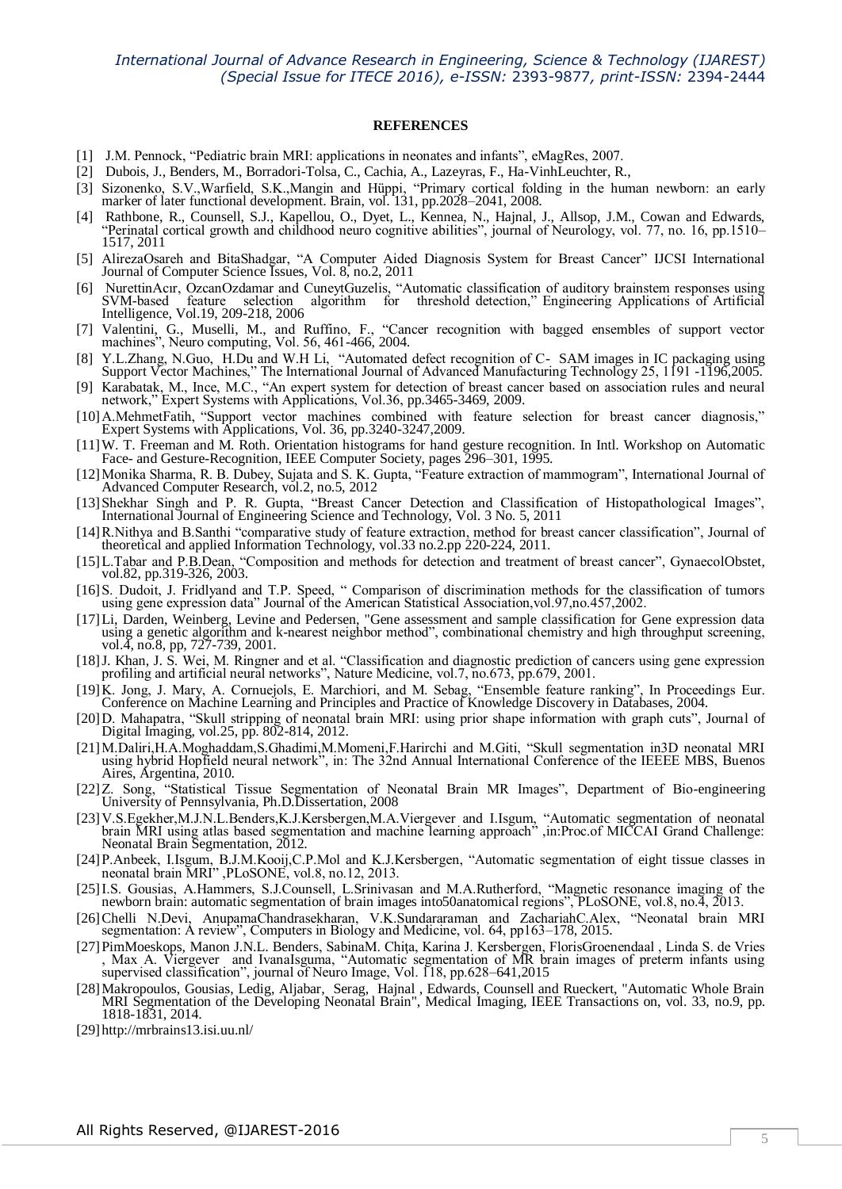**REFERENCES**

[1] J.M. Pennock, "Pediatric brain MRI: applications in neonates and infants", eMagRes, 2007.

[2] Dubois, J., Benders, M., Borradori-Tolsa, C., Cachia, A., Lazeyras, F., Ha-VinhLeuchter, R.,

[3] Sizonenko, S.V.,Warfield, S.K.,Mangin and Hüppi, "Primary cortical folding in the human newborn: an early marker of later functional development. Brain, vol. 131, pp.2028–2041, 2008.

[4] Rathbone, R., Counsell, S.J., Kapellou, O., Dyet, L., Kennea, N., Hajnal, J., Allsop, J.M., Cowan and Edwards, "Perinatal cortical growth and childhood neuro cognitive abilities", journal of Neurology, vol. 77, no. 16, pp.1510–1517, 2011

[5] AlirezaOsareh and BitaShadgar, "A Computer Aided Diagnosis System for Breast Cancer" IJCSI International Journal of Computer Science Issues, Vol. 8, no.2, 2011

[6] NurettinAcır, OzcanOzdamar and CuneytGuzelis, "Automatic classification of auditory brainstem responses using SVM-based feature selection algorithm for threshold detection," Engineering Applications of Artificial Intelligence, Vol.19, 209-218, 2006

[7] Valentini, G., Muselli, M., and Ruffino, F., "Cancer recognition with bagged ensembles of support vector machines", Neuro computing, Vol. 56, 461-466, 2004.

[8] Y.L.Zhang, N.Guo, H.Du and W.H Li, "Automated defect recognition of C- SAM images in IC packaging using Support Vector Machines," The International Journal of Advanced Manufacturing Technology 25, 1191 -1196,2005.

[9] Karabatak, M., Ince, M.C., "An expert system for detection of breast cancer based on association rules and neural network," Expert Systems with Applications, Vol.36, pp.3465-3469, 2009.

[10] A.MehmetFatih, "Support vector machines combined with feature selection for breast cancer diagnosis," Expert Systems with Applications, Vol. 36, pp.3240-3247,2009.

[11] W. T. Freeman and M. Roth. Orientation histograms for hand gesture recognition. In Intl. Workshop on Automatic Face- and Gesture-Recognition, IEEE Computer Society, pages 296–301, 1995.

[12] Monika Sharma, R. B. Dubey, Sujata and S. K. Gupta, "Feature extraction of mammogram", International Journal of Advanced Computer Research, vol.2, no.5, 2012

[13] Shekhar Singh and P. R. Gupta, "Breast Cancer Detection and Classification of Histopathological Images", International Journal of Engineering Science and Technology, Vol. 3 No. 5, 2011

[14] R.Nithya and B.Santhi "comparative study of feature extraction, method for breast cancer classification", Journal of theoretical and applied Information Technology, vol.33 no.2.pp 220-224, 2011.

[15] L.Tabar and P.B.Dean, "Composition and methods for detection and treatment of breast cancer", GynaecolObstet, vol.82, pp.319-326, 2003.

[16] S. Dudoit, J. Fridlyand and T.P. Speed, " Comparison of discrimination methods for the classification of tumors using gene expression data" Journal of the American Statistical Association,vol.97,no.457,2002.

[17] Li, Darden, Weinberg, Levine and Pedersen, "Gene assessment and sample classification for Gene expression data using a genetic algorithm and k-nearest neighbor method", combinational chemistry and high throughput screening, vol.4, no.8, pp, 727-739, 2001.

[18] J. Khan, J. S. Wei, M. Ringner and et al. "Classification and diagnostic prediction of cancers using gene expression profiling and artificial neural networks", Nature Medicine, vol.7, no.673, pp.679, 2001.

[19] K. Jong, J. Mary, A. Cornuejols, E. Marchiori, and M. Sebag, "Ensemble feature ranking", In Proceedings Eur. Conference on Machine Learning and Principles and Practice of Knowledge Discovery in Databases, 2004.

[20] D. Mahapatra, "Skull stripping of neonatal brain MRI: using prior shape information with graph cuts", Journal of Digital Imaging, vol.25, pp. 802-814, 2012.

[21] M.Daliri,H.A.Moghaddam,S.Ghadimi,M.Momeni,F.Harirchi and M.Giti, "Skull segmentation in3D neonatal MRI using hybrid Hopfield neural network", in: The 32nd Annual International Conference of the IEEEE MBS, Buenos Aires, Argentina, 2010.

[22] Z. Song, "Statistical Tissue Segmentation of Neonatal Brain MR Images", Department of Bio-engineering University of Pennsylvania, Ph.D.Dissertation, 2008

[23] V.S.Egekher,M.J.N.L.Benders,K.J.Kersbergen,M.A.Viergever and I.Isgum, "Automatic segmentation of neonatal brain MRI using atlas based segmentation and machine learning approach" ,in:Proc.of MICCAI Grand Challenge: Neonatal Brain Segmentation, 2012.

[24] P.Anbeek, I.Isgum, B.J.M.Kooij,C.P.Mol and K.J.Kersbergen, "Automatic segmentation of eight tissue classes in neonatal brain MRI" ,PLoSONE, vol.8, no.12, 2013.

[25] I.S. Gousias, A.Hammers, S.J.Counsell, L.Srinivasan and M.A.Rutherford, "Magnetic resonance imaging of the newborn brain: automatic segmentation of brain images into50anatomical regions", PLoSONE, vol.8, no.4, 2013.

[26] Chelli N.Devi, AnupamaChandrasekharan, V.K.Sundararaman and ZachariahC.Alex, "Neonatal brain MRI segmentation: A review", Computers in Biology and Medicine, vol. 64, pp163–178, 2015.

[27] PimMoeskops, Manon J.N.L. Benders, SabinaM. Chiţa, Karina J. Kersbergen, FlorisGroenendaal , Linda S. de Vries , Max A. Viergever and IvanaIsguma, "Automatic segmentation of MR brain images of preterm infants using supervised classification", journal of Neuro Image, Vol. 118, pp.628–641,2015

[28] Makropoulos, Gousias, Ledig, Aljabar, Serag, Hajnal , Edwards, Counsell and Rueckert, "Automatic Whole Brain MRI Segmentation of the Developing Neonatal Brain", Medical Imaging, IEEE Transactions on, vol. 33, no.9, pp. 1818-1831, 2014.

[29] http://mrbrains13.isi.uu.nl/